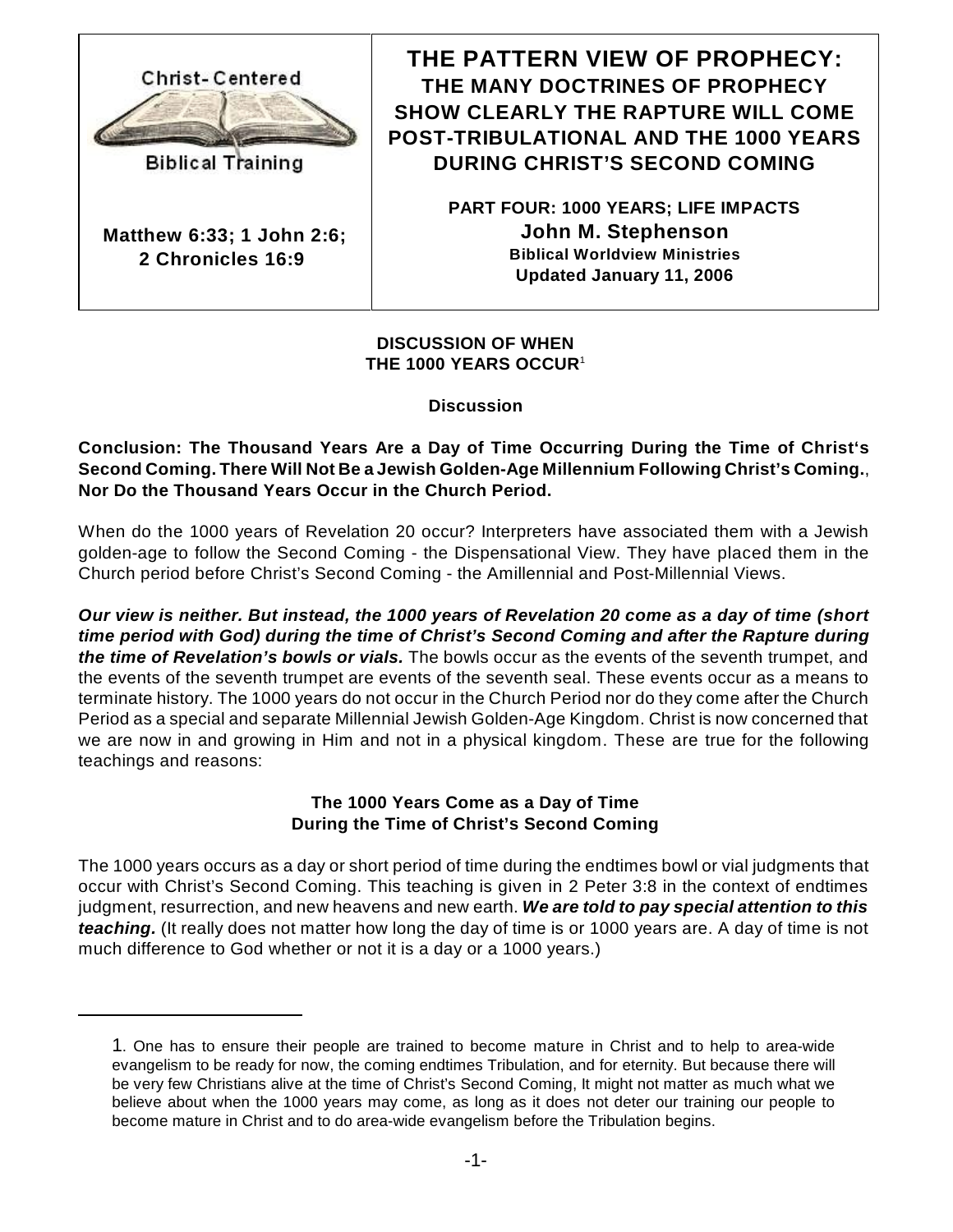Christ-Centered

Biblical Training

**Matthew 6:33; 1 John 2:6; 2 Chronicles 16:9**

# THE PATTERN VIEW OF PROPHECY:

## THE MANY DOCTRINES OF PROPHECY SHOW CLEARLY THE RAPTURE WILL COME POST-TRIBULATIONAL AND THE 1000 YEARS DURING CHRIST'S SECOND COMING

**PART FOUR: 1000 YEARS; LIFE IMPACTS**

**John M. Stephenson**

**Biblical Worldview Ministries**

**Updated January 11, 2006**

### DISCUSSION OF WHEN THE 1000 YEARS OCCUR[1]

**Discussion**

**Conclusion: The Thousand Years Are a Day of Time Occurring During the Time of Christ's Second Coming. There Will Not Be a Jewish Golden-Age Millennium Following Christ's Coming.**, **Nor Do the Thousand Years Occur in the Church Period.**

When do the 1000 years of Revelation 20 occur? Interpreters have associated them with a Jewish golden-age to follow the Second Coming - the Dispensational View. They have placed them in the Church period before Christ's Second Coming - the Amillennial and Post-Millennial Views.

***Our view is neither. But instead, the 1000 years of Revelation 20 come as a day of time (short time period with God) during the time of Christ's Second Coming and after the Rapture during the time of Revelation's bowls or vials.*** The bowls occur as the events of the seventh trumpet, and the events of the seventh trumpet are events of the seventh seal. These events occur as a means to terminate history. The 1000 years do not occur in the Church Period nor do they come after the Church Period as a special and separate Millennial Jewish Golden-Age Kingdom. Christ is now concerned that we are now in and growing in Him and not in a physical kingdom. These are true for the following teachings and reasons:

### The 1000 Years Come as a Day of Time During the Time of Christ's Second Coming

The 1000 years occurs as a day or short period of time during the endtimes bowl or vial judgments that occur with Christ's Second Coming. This teaching is given in 2 Peter 3:8 in the context of endtimes judgment, resurrection, and new heavens and new earth. ***We are told to pay special attention to this teaching.*** (It really does not matter how long the day of time is or 1000 years are. A day of time is not much difference to God whether or not it is a day or a 1000 years.)

---

1. One has to ensure their people are trained to become mature in Christ and to help to area-wide evangelism to be ready for now, the coming endtimes Tribulation, and for eternity. But because there will be very few Christians alive at the time of Christ's Second Coming, It might not matter as much what we believe about when the 1000 years may come, as long as it does not deter our training our people to become mature in Christ and to do area-wide evangelism before the Tribulation begins.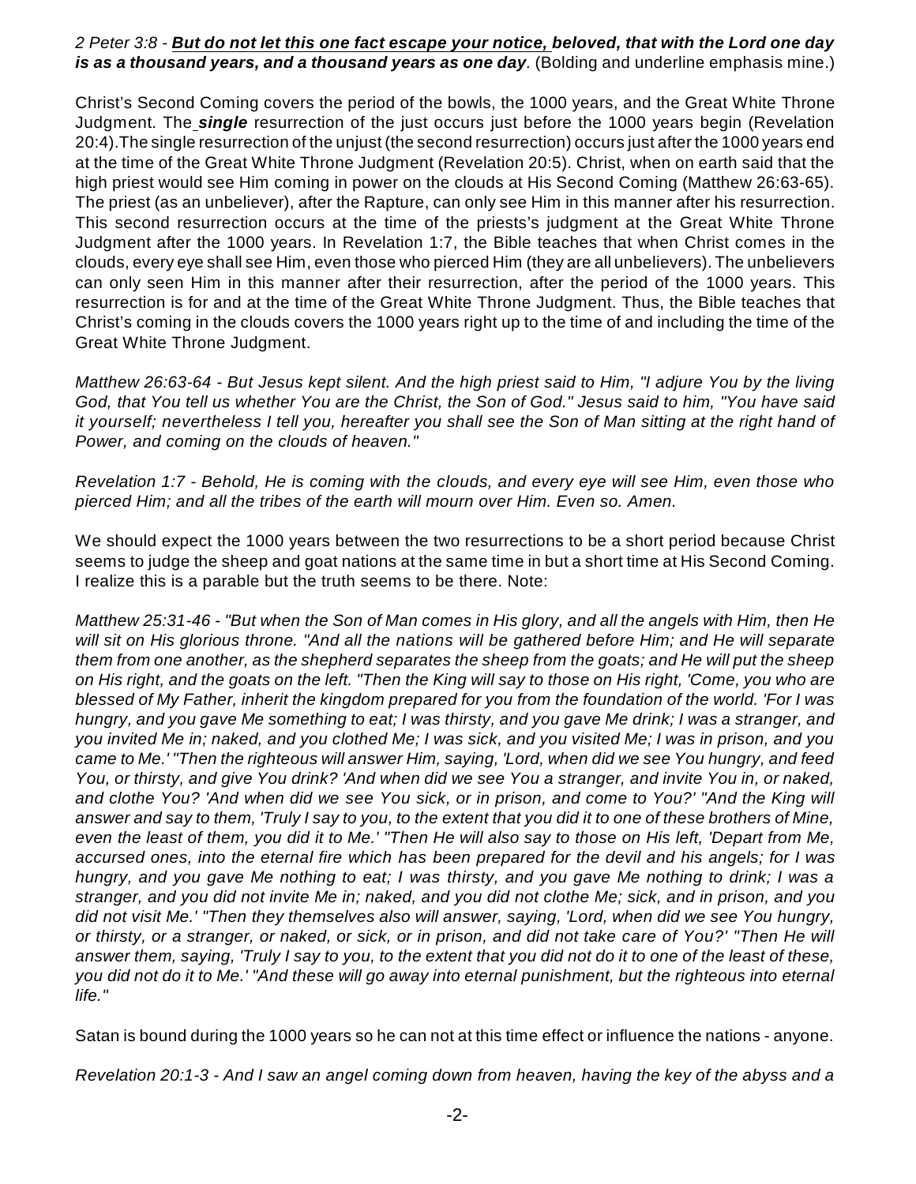*2 Peter 3:8 -* ***<u>But do not let this one fact escape your notice,</u> beloved, that with the Lord one day is as a thousand years, and a thousand years as one day***. (Bolding and underline emphasis mine.)

Christ's Second Coming covers the period of the bowls, the 1000 years, and the Great White Throne Judgment. The ***single*** resurrection of the just occurs just before the 1000 years begin (Revelation 20:4).The single resurrection of the unjust (the second resurrection) occurs just after the 1000 years end at the time of the Great White Throne Judgment (Revelation 20:5). Christ, when on earth said that the high priest would see Him coming in power on the clouds at His Second Coming (Matthew 26:63-65). The priest (as an unbeliever), after the Rapture, can only see Him in this manner after his resurrection. This second resurrection occurs at the time of the priests's judgment at the Great White Throne Judgment after the 1000 years. In Revelation 1:7, the Bible teaches that when Christ comes in the clouds, every eye shall see Him, even those who pierced Him (they are all unbelievers). The unbelievers can only seen Him in this manner after their resurrection, after the period of the 1000 years. This resurrection is for and at the time of the Great White Throne Judgment. Thus, the Bible teaches that Christ's coming in the clouds covers the 1000 years right up to the time of and including the time of the Great White Throne Judgment.

*Matthew 26:63-64 - But Jesus kept silent. And the high priest said to Him, "I adjure You by the living God, that You tell us whether You are the Christ, the Son of God." Jesus said to him, "You have said it yourself; nevertheless I tell you, hereafter you shall see the Son of Man sitting at the right hand of Power, and coming on the clouds of heaven."*

*Revelation 1:7 - Behold, He is coming with the clouds, and every eye will see Him, even those who pierced Him; and all the tribes of the earth will mourn over Him. Even so. Amen.*

We should expect the 1000 years between the two resurrections to be a short period because Christ seems to judge the sheep and goat nations at the same time in but a short time at His Second Coming. I realize this is a parable but the truth seems to be there. Note:

*Matthew 25:31-46 - "But when the Son of Man comes in His glory, and all the angels with Him, then He will sit on His glorious throne. "And all the nations will be gathered before Him; and He will separate them from one another, as the shepherd separates the sheep from the goats; and He will put the sheep on His right, and the goats on the left. "Then the King will say to those on His right, 'Come, you who are blessed of My Father, inherit the kingdom prepared for you from the foundation of the world. 'For I was hungry, and you gave Me something to eat; I was thirsty, and you gave Me drink; I was a stranger, and you invited Me in; naked, and you clothed Me; I was sick, and you visited Me; I was in prison, and you came to Me.' "Then the righteous will answer Him, saying, 'Lord, when did we see You hungry, and feed You, or thirsty, and give You drink? 'And when did we see You a stranger, and invite You in, or naked, and clothe You? 'And when did we see You sick, or in prison, and come to You?' "And the King will answer and say to them, 'Truly I say to you, to the extent that you did it to one of these brothers of Mine, even the least of them, you did it to Me.' "Then He will also say to those on His left, 'Depart from Me, accursed ones, into the eternal fire which has been prepared for the devil and his angels; for I was hungry, and you gave Me nothing to eat; I was thirsty, and you gave Me nothing to drink; I was a stranger, and you did not invite Me in; naked, and you did not clothe Me; sick, and in prison, and you did not visit Me.' "Then they themselves also will answer, saying, 'Lord, when did we see You hungry, or thirsty, or a stranger, or naked, or sick, or in prison, and did not take care of You?' "Then He will answer them, saying, 'Truly I say to you, to the extent that you did not do it to one of the least of these, you did not do it to Me.' "And these will go away into eternal punishment, but the righteous into eternal life."*

Satan is bound during the 1000 years so he can not at this time effect or influence the nations - anyone.

*Revelation 20:1-3 - And I saw an angel coming down from heaven, having the key of the abyss and a*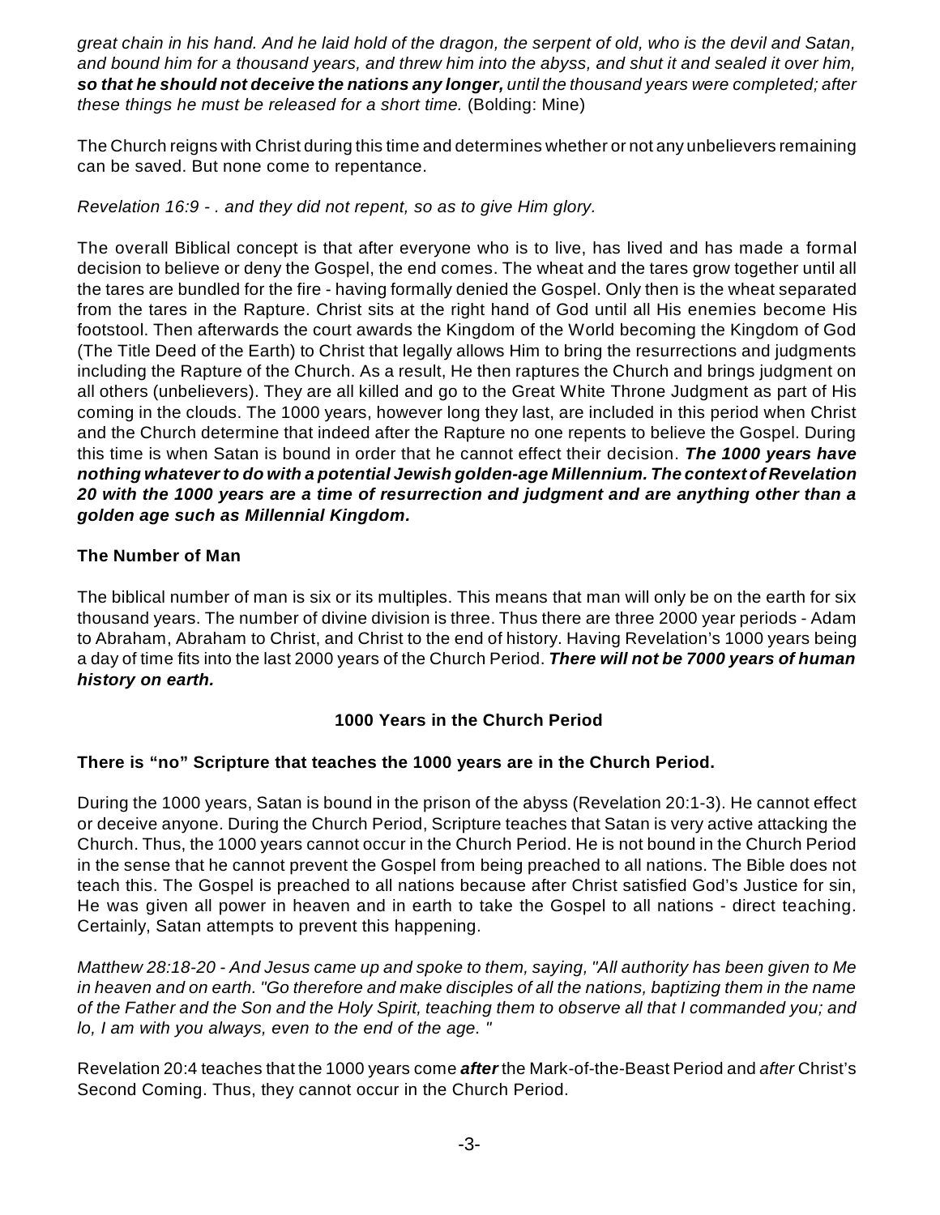*great chain in his hand. And he laid hold of the dragon, the serpent of old, who is the devil and Satan, and bound him for a thousand years, and threw him into the abyss, and shut it and sealed it over him,* ***so that he should not deceive the nations any longer,*** *until the thousand years were completed; after these things he must be released for a short time.* (Bolding: Mine)

The Church reigns with Christ during this time and determines whether or not any unbelievers remaining can be saved. But none come to repentance.

*Revelation 16:9 - . and they did not repent, so as to give Him glory.*

The overall Biblical concept is that after everyone who is to live, has lived and has made a formal decision to believe or deny the Gospel, the end comes. The wheat and the tares grow together until all the tares are bundled for the fire - having formally denied the Gospel. Only then is the wheat separated from the tares in the Rapture. Christ sits at the right hand of God until all His enemies become His footstool. Then afterwards the court awards the Kingdom of the World becoming the Kingdom of God (The Title Deed of the Earth) to Christ that legally allows Him to bring the resurrections and judgments including the Rapture of the Church. As a result, He then raptures the Church and brings judgment on all others (unbelievers). They are all killed and go to the Great White Throne Judgment as part of His coming in the clouds. The 1000 years, however long they last, are included in this period when Christ and the Church determine that indeed after the Rapture no one repents to believe the Gospel. During this time is when Satan is bound in order that he cannot effect their decision. ***The 1000 years have nothing whatever to do with a potential Jewish golden-age Millennium. The context of Revelation 20 with the 1000 years are a time of resurrection and judgment and are anything other than a golden age such as Millennial Kingdom.***

**The Number of Man**

The biblical number of man is six or its multiples. This means that man will only be on the earth for six thousand years. The number of divine division is three. Thus there are three 2000 year periods - Adam to Abraham, Abraham to Christ, and Christ to the end of history. Having Revelation's 1000 years being a day of time fits into the last 2000 years of the Church Period. ***There will not be 7000 years of human history on earth.***

## 1000 Years in the Church Period

**There is "no" Scripture that teaches the 1000 years are in the Church Period.**

During the 1000 years, Satan is bound in the prison of the abyss (Revelation 20:1-3). He cannot effect or deceive anyone. During the Church Period, Scripture teaches that Satan is very active attacking the Church. Thus, the 1000 years cannot occur in the Church Period. He is not bound in the Church Period in the sense that he cannot prevent the Gospel from being preached to all nations. The Bible does not teach this. The Gospel is preached to all nations because after Christ satisfied God's Justice for sin, He was given all power in heaven and in earth to take the Gospel to all nations - direct teaching. Certainly, Satan attempts to prevent this happening.

*Matthew 28:18-20 - And Jesus came up and spoke to them, saying, "All authority has been given to Me in heaven and on earth. "Go therefore and make disciples of all the nations, baptizing them in the name of the Father and the Son and the Holy Spirit, teaching them to observe all that I commanded you; and lo, I am with you always, even to the end of the age. "*

Revelation 20:4 teaches that the 1000 years come ***after*** the Mark-of-the-Beast Period and *after* Christ's Second Coming. Thus, they cannot occur in the Church Period.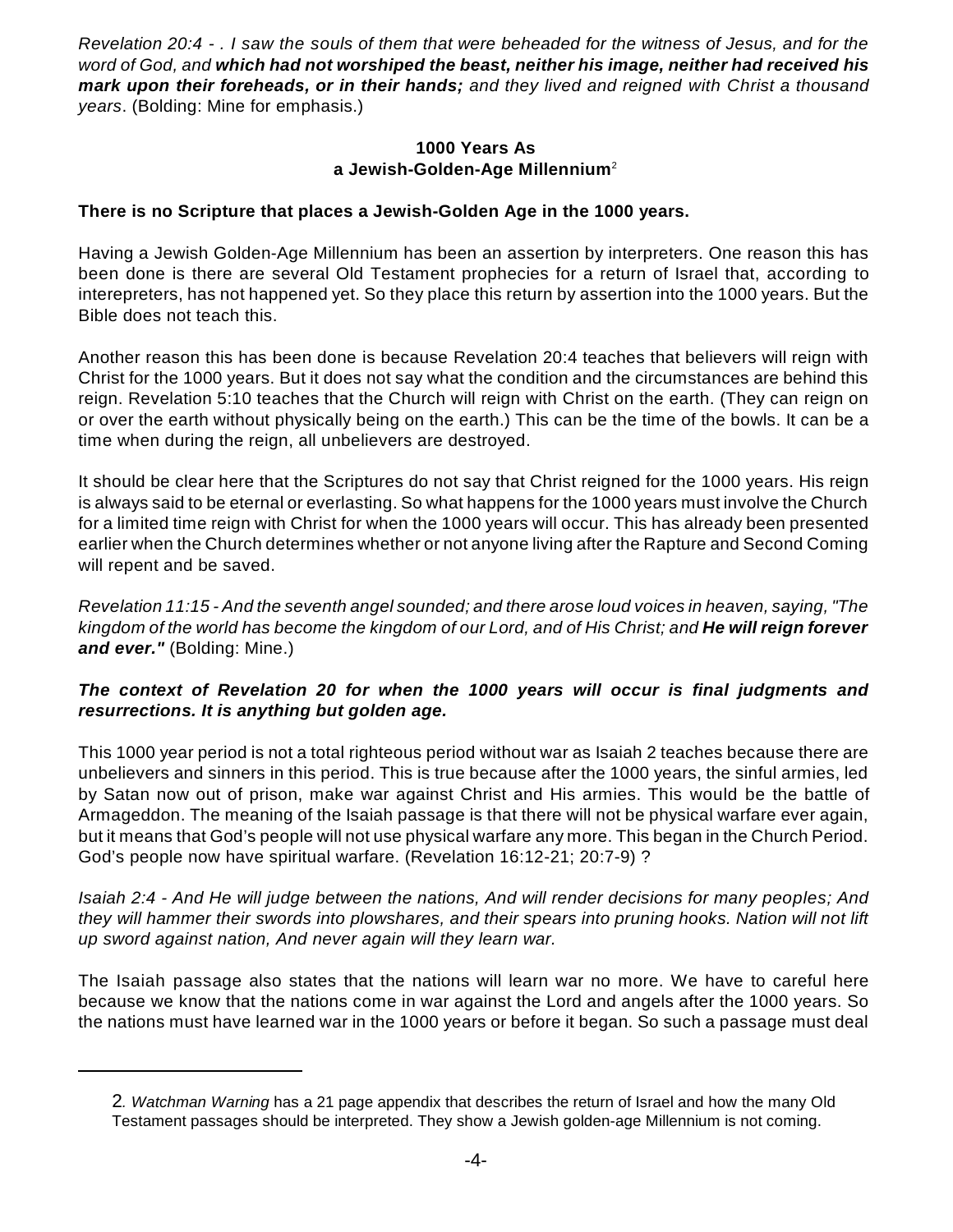*Revelation 20:4 - . I saw the souls of them that were beheaded for the witness of Jesus, and for the word of God, and* ***which had not worshiped the beast, neither his image, neither had received his mark upon their foreheads, or in their hands;*** *and they lived and reigned with Christ a thousand years*. (Bolding: Mine for emphasis.)

### 1000 Years As a Jewish-Golden-Age Millennium[2]

**There is no Scripture that places a Jewish-Golden Age in the 1000 years.**

Having a Jewish Golden-Age Millennium has been an assertion by interpreters. One reason this has been done is there are several Old Testament prophecies for a return of Israel that, according to interepreters, has not happened yet. So they place this return by assertion into the 1000 years. But the Bible does not teach this.

Another reason this has been done is because Revelation 20:4 teaches that believers will reign with Christ for the 1000 years. But it does not say what the condition and the circumstances are behind this reign. Revelation 5:10 teaches that the Church will reign with Christ on the earth. (They can reign on or over the earth without physically being on the earth.) This can be the time of the bowls. It can be a time when during the reign, all unbelievers are destroyed.

It should be clear here that the Scriptures do not say that Christ reigned for the 1000 years. His reign is always said to be eternal or everlasting. So what happens for the 1000 years must involve the Church for a limited time reign with Christ for when the 1000 years will occur. This has already been presented earlier when the Church determines whether or not anyone living after the Rapture and Second Coming will repent and be saved.

*Revelation 11:15 - And the seventh angel sounded; and there arose loud voices in heaven, saying, "The kingdom of the world has become the kingdom of our Lord, and of His Christ; and* ***He will reign forever and ever."*** (Bolding: Mine.)

***The context of Revelation 20 for when the 1000 years will occur is final judgments and resurrections. It is anything but golden age.***

This 1000 year period is not a total righteous period without war as Isaiah 2 teaches because there are unbelievers and sinners in this period. This is true because after the 1000 years, the sinful armies, led by Satan now out of prison, make war against Christ and His armies. This would be the battle of Armageddon. The meaning of the Isaiah passage is that there will not be physical warfare ever again, but it means that God's people will not use physical warfare any more. This began in the Church Period. God's people now have spiritual warfare. (Revelation 16:12-21; 20:7-9) ?

*Isaiah 2:4 - And He will judge between the nations, And will render decisions for many peoples; And they will hammer their swords into plowshares, and their spears into pruning hooks. Nation will not lift up sword against nation, And never again will they learn war.*

The Isaiah passage also states that the nations will learn war no more. We have to careful here because we know that the nations come in war against the Lord and angels after the 1000 years. So the nations must have learned war in the 1000 years or before it began. So such a passage must deal

---

2. *Watchman Warning* has a 21 page appendix that describes the return of Israel and how the many Old Testament passages should be interpreted. They show a Jewish golden-age Millennium is not coming.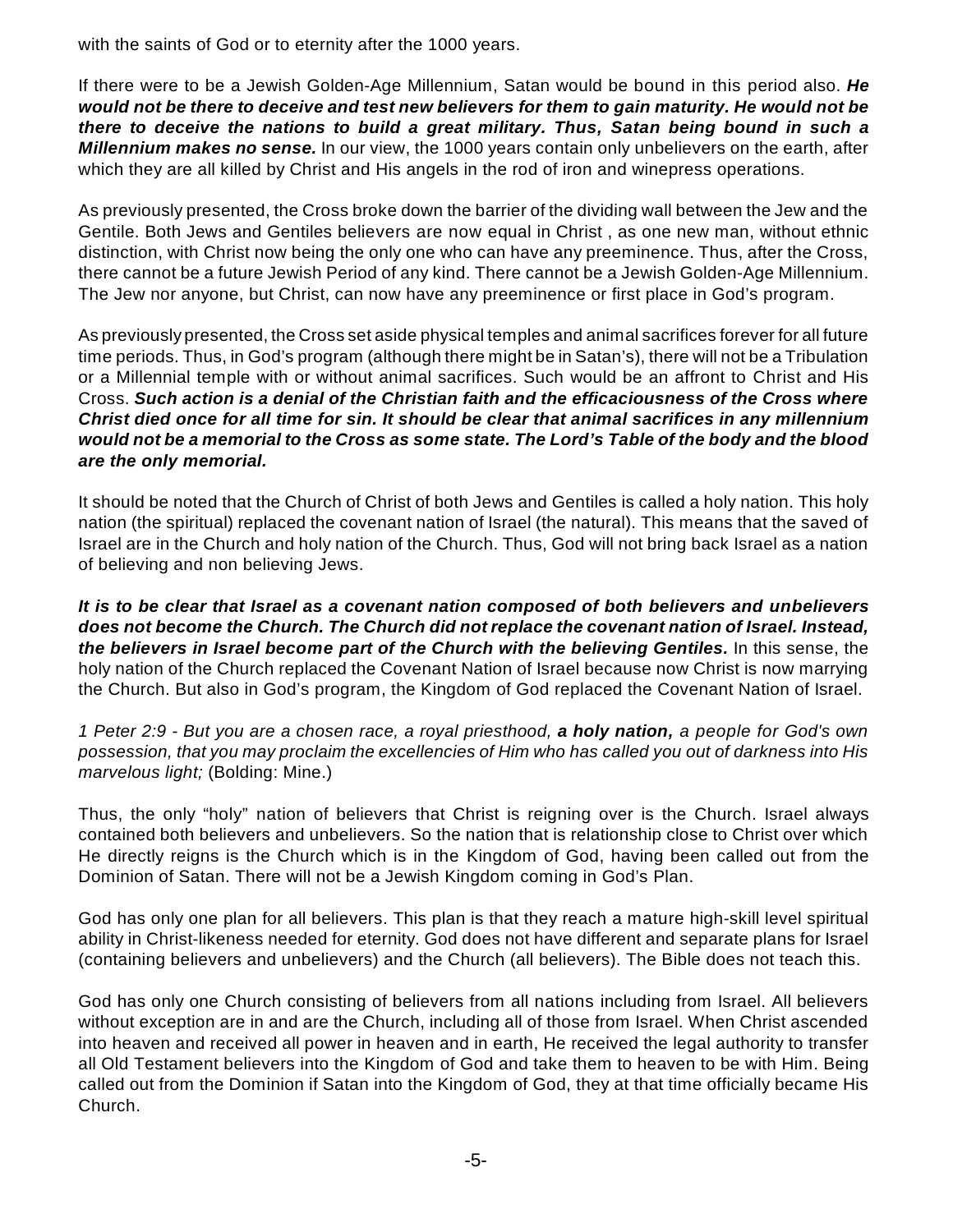with the saints of God or to eternity after the 1000 years.

If there were to be a Jewish Golden-Age Millennium, Satan would be bound in this period also. ***He would not be there to deceive and test new believers for them to gain maturity. He would not be there to deceive the nations to build a great military. Thus, Satan being bound in such a Millennium makes no sense.*** In our view, the 1000 years contain only unbelievers on the earth, after which they are all killed by Christ and His angels in the rod of iron and winepress operations.

As previously presented, the Cross broke down the barrier of the dividing wall between the Jew and the Gentile. Both Jews and Gentiles believers are now equal in Christ , as one new man, without ethnic distinction, with Christ now being the only one who can have any preeminence. Thus, after the Cross, there cannot be a future Jewish Period of any kind. There cannot be a Jewish Golden-Age Millennium. The Jew nor anyone, but Christ, can now have any preeminence or first place in God's program.

As previously presented, the Cross set aside physical temples and animal sacrifices forever for all future time periods. Thus, in God's program (although there might be in Satan's), there will not be a Tribulation or a Millennial temple with or without animal sacrifices. Such would be an affront to Christ and His Cross. ***Such action is a denial of the Christian faith and the efficaciousness of the Cross where Christ died once for all time for sin. It should be clear that animal sacrifices in any millennium would not be a memorial to the Cross as some state. The Lord's Table of the body and the blood are the only memorial.***

It should be noted that the Church of Christ of both Jews and Gentiles is called a holy nation. This holy nation (the spiritual) replaced the covenant nation of Israel (the natural). This means that the saved of Israel are in the Church and holy nation of the Church. Thus, God will not bring back Israel as a nation of believing and non believing Jews.

***It is to be clear that Israel as a covenant nation composed of both believers and unbelievers does not become the Church. The Church did not replace the covenant nation of Israel. Instead, the believers in Israel become part of the Church with the believing Gentiles.*** In this sense, the holy nation of the Church replaced the Covenant Nation of Israel because now Christ is now marrying the Church. But also in God's program, the Kingdom of God replaced the Covenant Nation of Israel.

*1 Peter 2:9 - But you are a chosen race, a royal priesthood,* ***a holy nation,*** *a people for God's own possession, that you may proclaim the excellencies of Him who has called you out of darkness into His marvelous light;* (Bolding: Mine.)

Thus, the only "holy" nation of believers that Christ is reigning over is the Church. Israel always contained both believers and unbelievers. So the nation that is relationship close to Christ over which He directly reigns is the Church which is in the Kingdom of God, having been called out from the Dominion of Satan. There will not be a Jewish Kingdom coming in God's Plan.

God has only one plan for all believers. This plan is that they reach a mature high-skill level spiritual ability in Christ-likeness needed for eternity. God does not have different and separate plans for Israel (containing believers and unbelievers) and the Church (all believers). The Bible does not teach this.

God has only one Church consisting of believers from all nations including from Israel. All believers without exception are in and are the Church, including all of those from Israel. When Christ ascended into heaven and received all power in heaven and in earth, He received the legal authority to transfer all Old Testament believers into the Kingdom of God and take them to heaven to be with Him. Being called out from the Dominion if Satan into the Kingdom of God, they at that time officially became His Church.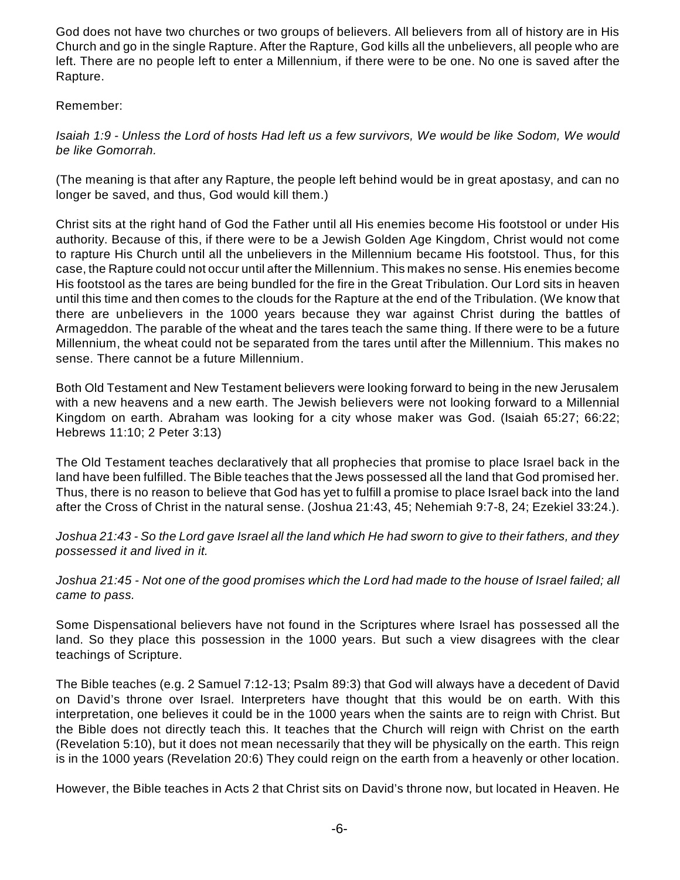God does not have two churches or two groups of believers. All believers from all of history are in His Church and go in the single Rapture. After the Rapture, God kills all the unbelievers, all people who are left. There are no people left to enter a Millennium, if there were to be one. No one is saved after the Rapture.

Remember:

*Isaiah 1:9 - Unless the Lord of hosts Had left us a few survivors, We would be like Sodom, We would be like Gomorrah.*

(The meaning is that after any Rapture, the people left behind would be in great apostasy, and can no longer be saved, and thus, God would kill them.)

Christ sits at the right hand of God the Father until all His enemies become His footstool or under His authority. Because of this, if there were to be a Jewish Golden Age Kingdom, Christ would not come to rapture His Church until all the unbelievers in the Millennium became His footstool. Thus, for this case, the Rapture could not occur until after the Millennium. This makes no sense. His enemies become His footstool as the tares are being bundled for the fire in the Great Tribulation. Our Lord sits in heaven until this time and then comes to the clouds for the Rapture at the end of the Tribulation. (We know that there are unbelievers in the 1000 years because they war against Christ during the battles of Armageddon. The parable of the wheat and the tares teach the same thing. If there were to be a future Millennium, the wheat could not be separated from the tares until after the Millennium. This makes no sense. There cannot be a future Millennium.

Both Old Testament and New Testament believers were looking forward to being in the new Jerusalem with a new heavens and a new earth. The Jewish believers were not looking forward to a Millennial Kingdom on earth. Abraham was looking for a city whose maker was God. (Isaiah 65:27; 66:22; Hebrews 11:10; 2 Peter 3:13)

The Old Testament teaches declaratively that all prophecies that promise to place Israel back in the land have been fulfilled. The Bible teaches that the Jews possessed all the land that God promised her. Thus, there is no reason to believe that God has yet to fulfill a promise to place Israel back into the land after the Cross of Christ in the natural sense. (Joshua 21:43, 45; Nehemiah 9:7-8, 24; Ezekiel 33:24.).

*Joshua 21:43 - So the Lord gave Israel all the land which He had sworn to give to their fathers, and they possessed it and lived in it.*

*Joshua 21:45 - Not one of the good promises which the Lord had made to the house of Israel failed; all came to pass.*

Some Dispensational believers have not found in the Scriptures where Israel has possessed all the land. So they place this possession in the 1000 years. But such a view disagrees with the clear teachings of Scripture.

The Bible teaches (e.g. 2 Samuel 7:12-13; Psalm 89:3) that God will always have a decedent of David on David's throne over Israel. Interpreters have thought that this would be on earth. With this interpretation, one believes it could be in the 1000 years when the saints are to reign with Christ. But the Bible does not directly teach this. It teaches that the Church will reign with Christ on the earth (Revelation 5:10), but it does not mean necessarily that they will be physically on the earth. This reign is in the 1000 years (Revelation 20:6) They could reign on the earth from a heavenly or other location.

However, the Bible teaches in Acts 2 that Christ sits on David's throne now, but located in Heaven. He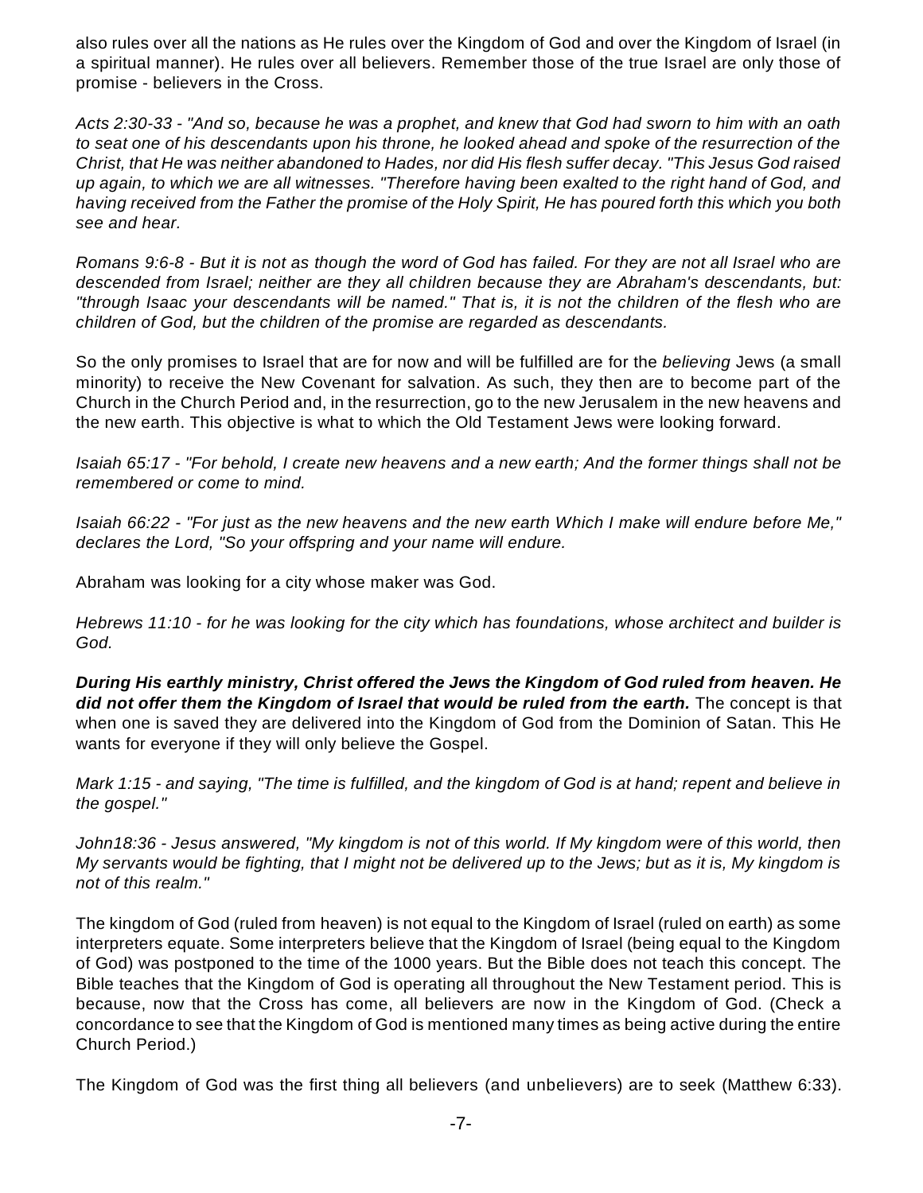also rules over all the nations as He rules over the Kingdom of God and over the Kingdom of Israel (in a spiritual manner). He rules over all believers. Remember those of the true Israel are only those of promise - believers in the Cross.

*Acts 2:30-33 - "And so, because he was a prophet, and knew that God had sworn to him with an oath to seat one of his descendants upon his throne, he looked ahead and spoke of the resurrection of the Christ, that He was neither abandoned to Hades, nor did His flesh suffer decay. "This Jesus God raised up again, to which we are all witnesses. "Therefore having been exalted to the right hand of God, and having received from the Father the promise of the Holy Spirit, He has poured forth this which you both see and hear.*

*Romans 9:6-8 - But it is not as though the word of God has failed. For they are not all Israel who are descended from Israel; neither are they all children because they are Abraham's descendants, but: "through Isaac your descendants will be named." That is, it is not the children of the flesh who are children of God, but the children of the promise are regarded as descendants.*

So the only promises to Israel that are for now and will be fulfilled are for the *believing* Jews (a small minority) to receive the New Covenant for salvation. As such, they then are to become part of the Church in the Church Period and, in the resurrection, go to the new Jerusalem in the new heavens and the new earth. This objective is what to which the Old Testament Jews were looking forward.

*Isaiah 65:17 - "For behold, I create new heavens and a new earth; And the former things shall not be remembered or come to mind.*

*Isaiah 66:22 - "For just as the new heavens and the new earth Which I make will endure before Me," declares the Lord, "So your offspring and your name will endure.*

Abraham was looking for a city whose maker was God.

*Hebrews 11:10 - for he was looking for the city which has foundations, whose architect and builder is God.*

***During His earthly ministry, Christ offered the Jews the Kingdom of God ruled from heaven. He did not offer them the Kingdom of Israel that would be ruled from the earth.*** The concept is that when one is saved they are delivered into the Kingdom of God from the Dominion of Satan. This He wants for everyone if they will only believe the Gospel.

*Mark 1:15 - and saying, "The time is fulfilled, and the kingdom of God is at hand; repent and believe in the gospel."*

*John18:36 - Jesus answered, "My kingdom is not of this world. If My kingdom were of this world, then My servants would be fighting, that I might not be delivered up to the Jews; but as it is, My kingdom is not of this realm."*

The kingdom of God (ruled from heaven) is not equal to the Kingdom of Israel (ruled on earth) as some interpreters equate. Some interpreters believe that the Kingdom of Israel (being equal to the Kingdom of God) was postponed to the time of the 1000 years. But the Bible does not teach this concept. The Bible teaches that the Kingdom of God is operating all throughout the New Testament period. This is because, now that the Cross has come, all believers are now in the Kingdom of God. (Check a concordance to see that the Kingdom of God is mentioned many times as being active during the entire Church Period.)

The Kingdom of God was the first thing all believers (and unbelievers) are to seek (Matthew 6:33).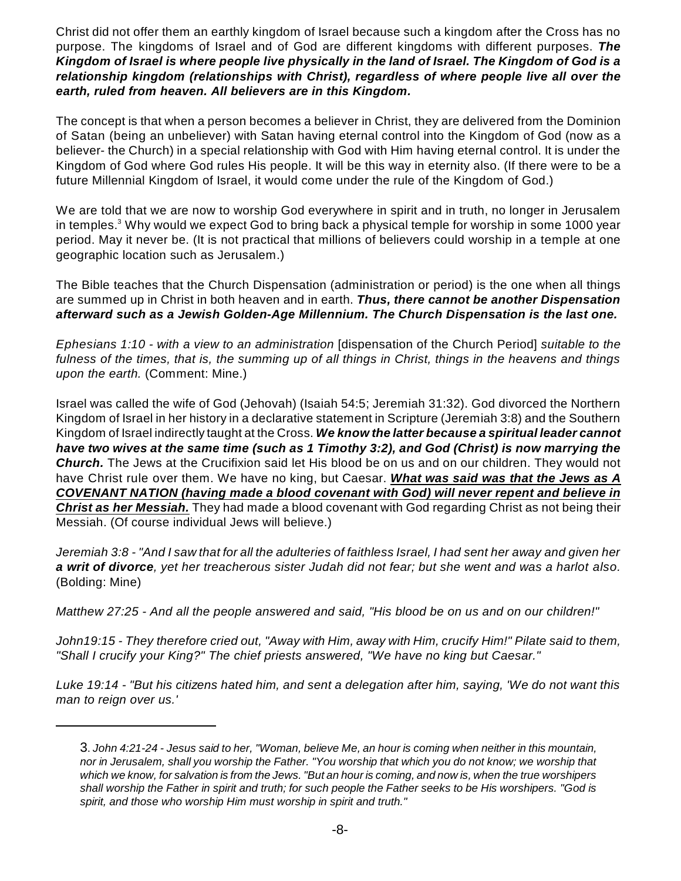Christ did not offer them an earthly kingdom of Israel because such a kingdom after the Cross has no purpose. The kingdoms of Israel and of God are different kingdoms with different purposes. ***The Kingdom of Israel is where people live physically in the land of Israel. The Kingdom of God is a relationship kingdom (relationships with Christ), regardless of where people live all over the earth, ruled from heaven. All believers are in this Kingdom.***

The concept is that when a person becomes a believer in Christ, they are delivered from the Dominion of Satan (being an unbeliever) with Satan having eternal control into the Kingdom of God (now as a believer- the Church) in a special relationship with God with Him having eternal control. It is under the Kingdom of God where God rules His people. It will be this way in eternity also. (If there were to be a future Millennial Kingdom of Israel, it would come under the rule of the Kingdom of God.)

We are told that we are now to worship God everywhere in spirit and in truth, no longer in Jerusalem in temples.[3] Why would we expect God to bring back a physical temple for worship in some 1000 year period. May it never be. (It is not practical that millions of believers could worship in a temple at one geographic location such as Jerusalem.)

The Bible teaches that the Church Dispensation (administration or period) is the one when all things are summed up in Christ in both heaven and in earth. ***Thus, there cannot be another Dispensation afterward such as a Jewish Golden-Age Millennium. The Church Dispensation is the last one.***

*Ephesians 1:10 - with a view to an administration* [dispensation of the Church Period] *suitable to the fulness of the times, that is, the summing up of all things in Christ, things in the heavens and things upon the earth.* (Comment: Mine.)

Israel was called the wife of God (Jehovah) (Isaiah 54:5; Jeremiah 31:32). God divorced the Northern Kingdom of Israel in her history in a declarative statement in Scripture (Jeremiah 3:8) and the Southern Kingdom of Israel indirectly taught at the Cross. ***We know the latter because a spiritual leader cannot have two wives at the same time (such as 1 Timothy 3:2), and God (Christ) is now marrying the Church.*** The Jews at the Crucifixion said let His blood be on us and on our children. They would not have Christ rule over them. We have no king, but Caesar. ***<u>What was said was that the Jews as A COVENANT NATION (having made a blood covenant with God) will never repent and believe in Christ as her Messiah.</u>*** They had made a blood covenant with God regarding Christ as not being their Messiah. (Of course individual Jews will believe.)

*Jeremiah 3:8 - "And I saw that for all the adulteries of faithless Israel, I had sent her away and given her **a writ of divorce**, yet her treacherous sister Judah did not fear; but she went and was a harlot also.* (Bolding: Mine)

*Matthew 27:25 - And all the people answered and said, "His blood be on us and on our children!"*

*John19:15 - They therefore cried out, "Away with Him, away with Him, crucify Him!" Pilate said to them, "Shall I crucify your King?" The chief priests answered, "We have no king but Caesar."*

*Luke 19:14 - "But his citizens hated him, and sent a delegation after him, saying, 'We do not want this man to reign over us.'*

---

3. *John 4:21-24 - Jesus said to her, "Woman, believe Me, an hour is coming when neither in this mountain, nor in Jerusalem, shall you worship the Father. "You worship that which you do not know; we worship that which we know, for salvation is from the Jews. "But an hour is coming, and now is, when the true worshipers shall worship the Father in spirit and truth; for such people the Father seeks to be His worshipers. "God is spirit, and those who worship Him must worship in spirit and truth."*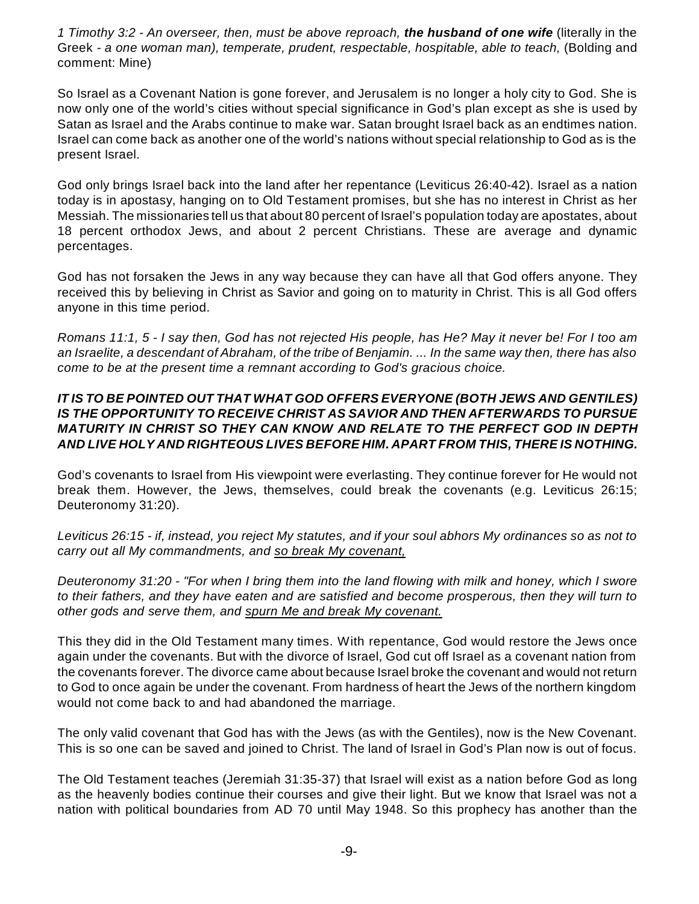*1 Timothy 3:2 - An overseer, then, must be above reproach,* ***the husband of one wife*** (literally in the Greek - *a one woman man), temperate, prudent, respectable, hospitable, able to teach,* (Bolding and comment: Mine)

So Israel as a Covenant Nation is gone forever, and Jerusalem is no longer a holy city to God. She is now only one of the world's cities without special significance in God's plan except as she is used by Satan as Israel and the Arabs continue to make war. Satan brought Israel back as an endtimes nation. Israel can come back as another one of the world's nations without special relationship to God as is the present Israel.

God only brings Israel back into the land after her repentance (Leviticus 26:40-42). Israel as a nation today is in apostasy, hanging on to Old Testament promises, but she has no interest in Christ as her Messiah. The missionaries tell us that about 80 percent of Israel's population today are apostates, about 18 percent orthodox Jews, and about 2 percent Christians. These are average and dynamic percentages.

God has not forsaken the Jews in any way because they can have all that God offers anyone. They received this by believing in Christ as Savior and going on to maturity in Christ. This is all God offers anyone in this time period.

*Romans 11:1, 5 - I say then, God has not rejected His people, has He? May it never be! For I too am an Israelite, a descendant of Abraham, of the tribe of Benjamin. ... In the same way then, there has also come to be at the present time a remnant according to God's gracious choice.*

***IT IS TO BE POINTED OUT THAT WHAT GOD OFFERS EVERYONE (BOTH JEWS AND GENTILES) IS THE OPPORTUNITY TO RECEIVE CHRIST AS SAVIOR AND THEN AFTERWARDS TO PURSUE MATURITY IN CHRIST SO THEY CAN KNOW AND RELATE TO THE PERFECT GOD IN DEPTH AND LIVE HOLY AND RIGHTEOUS LIVES BEFORE HIM. APART FROM THIS, THERE IS NOTHING.***

God's covenants to Israel from His viewpoint were everlasting. They continue forever for He would not break them. However, the Jews, themselves, could break the covenants (e.g. Leviticus 26:15; Deuteronomy 31:20).

*Leviticus 26:15 - if, instead, you reject My statutes, and if your soul abhors My ordinances so as not to carry out all My commandments, and <u>so break My covenant,</u>*

*Deuteronomy 31:20 - "For when I bring them into the land flowing with milk and honey, which I swore to their fathers, and they have eaten and are satisfied and become prosperous, then they will turn to other gods and serve them, and <u>spurn Me and break My covenant.</u>*

This they did in the Old Testament many times. With repentance, God would restore the Jews once again under the covenants. But with the divorce of Israel, God cut off Israel as a covenant nation from the covenants forever. The divorce came about because Israel broke the covenant and would not return to God to once again be under the covenant. From hardness of heart the Jews of the northern kingdom would not come back to and had abandoned the marriage.

The only valid covenant that God has with the Jews (as with the Gentiles), now is the New Covenant. This is so one can be saved and joined to Christ. The land of Israel in God's Plan now is out of focus.

The Old Testament teaches (Jeremiah 31:35-37) that Israel will exist as a nation before God as long as the heavenly bodies continue their courses and give their light. But we know that Israel was not a nation with political boundaries from AD 70 until May 1948. So this prophecy has another than the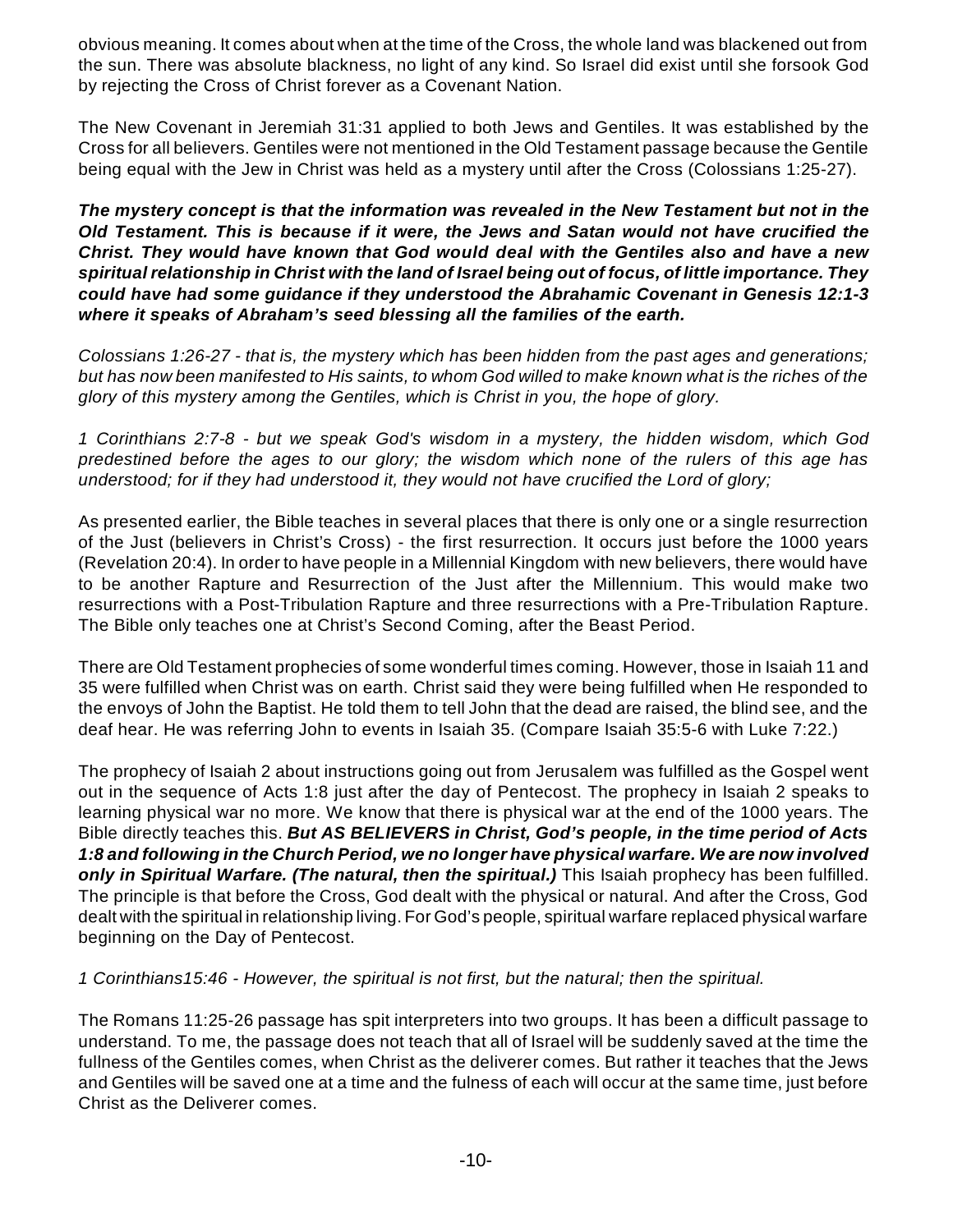obvious meaning. It comes about when at the time of the Cross, the whole land was blackened out from the sun. There was absolute blackness, no light of any kind. So Israel did exist until she forsook God by rejecting the Cross of Christ forever as a Covenant Nation.

The New Covenant in Jeremiah 31:31 applied to both Jews and Gentiles. It was established by the Cross for all believers. Gentiles were not mentioned in the Old Testament passage because the Gentile being equal with the Jew in Christ was held as a mystery until after the Cross (Colossians 1:25-27).

***The mystery concept is that the information was revealed in the New Testament but not in the Old Testament. This is because if it were, the Jews and Satan would not have crucified the Christ. They would have known that God would deal with the Gentiles also and have a new spiritual relationship in Christ with the land of Israel being out of focus, of little importance. They could have had some guidance if they understood the Abrahamic Covenant in Genesis 12:1-3 where it speaks of Abraham's seed blessing all the families of the earth.***

*Colossians 1:26-27 - that is, the mystery which has been hidden from the past ages and generations; but has now been manifested to His saints, to whom God willed to make known what is the riches of the glory of this mystery among the Gentiles, which is Christ in you, the hope of glory.*

*1 Corinthians 2:7-8 - but we speak God's wisdom in a mystery, the hidden wisdom, which God predestined before the ages to our glory; the wisdom which none of the rulers of this age has understood; for if they had understood it, they would not have crucified the Lord of glory;*

As presented earlier, the Bible teaches in several places that there is only one or a single resurrection of the Just (believers in Christ's Cross) - the first resurrection. It occurs just before the 1000 years (Revelation 20:4). In order to have people in a Millennial Kingdom with new believers, there would have to be another Rapture and Resurrection of the Just after the Millennium. This would make two resurrections with a Post-Tribulation Rapture and three resurrections with a Pre-Tribulation Rapture. The Bible only teaches one at Christ's Second Coming, after the Beast Period.

There are Old Testament prophecies of some wonderful times coming. However, those in Isaiah 11 and 35 were fulfilled when Christ was on earth. Christ said they were being fulfilled when He responded to the envoys of John the Baptist. He told them to tell John that the dead are raised, the blind see, and the deaf hear. He was referring John to events in Isaiah 35. (Compare Isaiah 35:5-6 with Luke 7:22.)

The prophecy of Isaiah 2 about instructions going out from Jerusalem was fulfilled as the Gospel went out in the sequence of Acts 1:8 just after the day of Pentecost. The prophecy in Isaiah 2 speaks to learning physical war no more. We know that there is physical war at the end of the 1000 years. The Bible directly teaches this. ***But AS BELIEVERS in Christ, God's people, in the time period of Acts 1:8 and following in the Church Period, we no longer have physical warfare. We are now involved only in Spiritual Warfare. (The natural, then the spiritual.)*** This Isaiah prophecy has been fulfilled. The principle is that before the Cross, God dealt with the physical or natural. And after the Cross, God dealt with the spiritual in relationship living. For God's people, spiritual warfare replaced physical warfare beginning on the Day of Pentecost.

*1 Corinthians15:46 - However, the spiritual is not first, but the natural; then the spiritual.*

The Romans 11:25-26 passage has spit interpreters into two groups. It has been a difficult passage to understand. To me, the passage does not teach that all of Israel will be suddenly saved at the time the fullness of the Gentiles comes, when Christ as the deliverer comes. But rather it teaches that the Jews and Gentiles will be saved one at a time and the fulness of each will occur at the same time, just before Christ as the Deliverer comes.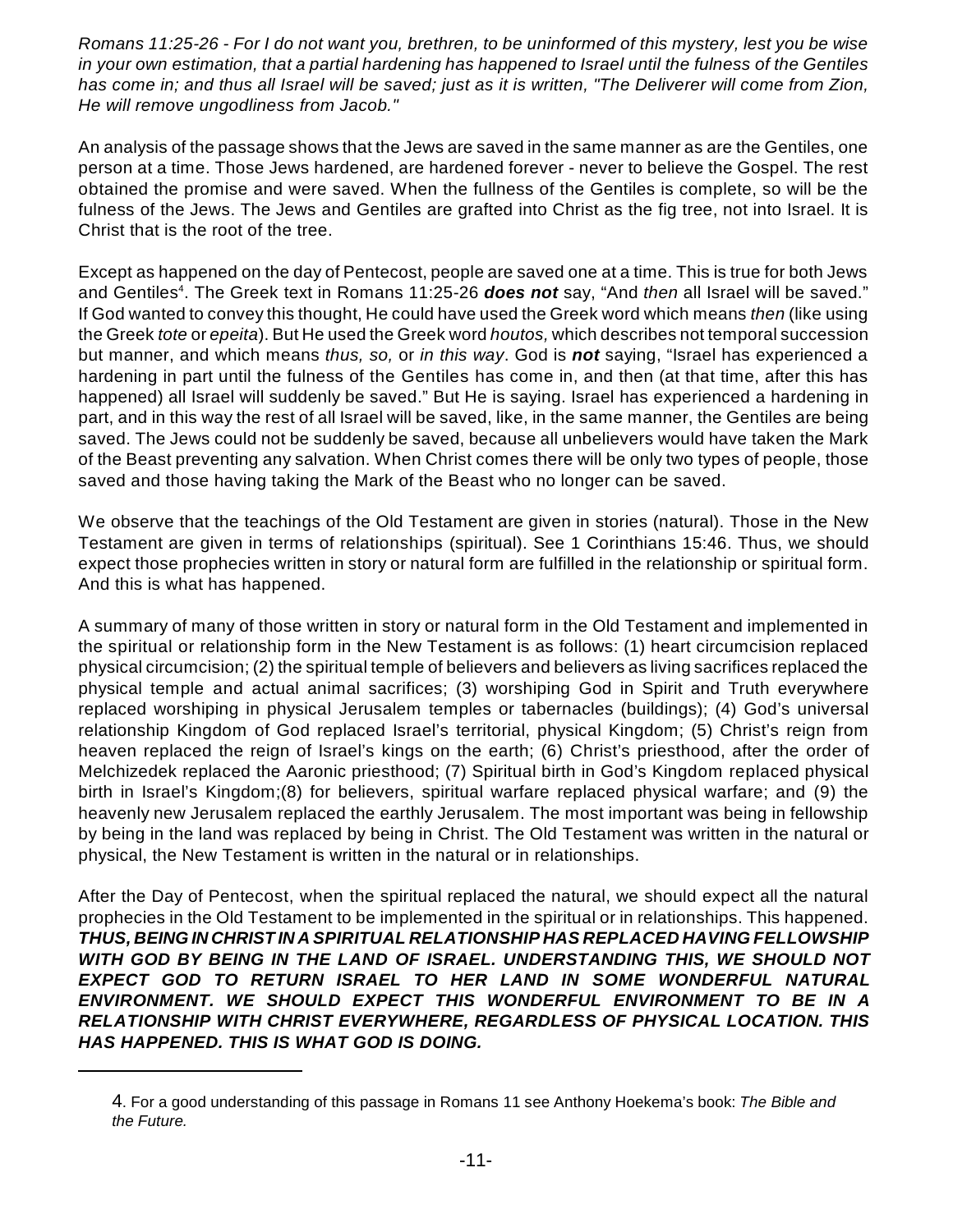*Romans 11:25-26 - For I do not want you, brethren, to be uninformed of this mystery, lest you be wise in your own estimation, that a partial hardening has happened to Israel until the fulness of the Gentiles has come in; and thus all Israel will be saved; just as it is written, "The Deliverer will come from Zion, He will remove ungodliness from Jacob."*

An analysis of the passage shows that the Jews are saved in the same manner as are the Gentiles, one person at a time. Those Jews hardened, are hardened forever - never to believe the Gospel. The rest obtained the promise and were saved. When the fullness of the Gentiles is complete, so will be the fulness of the Jews. The Jews and Gentiles are grafted into Christ as the fig tree, not into Israel. It is Christ that is the root of the tree.

Except as happened on the day of Pentecost, people are saved one at a time. This is true for both Jews and Gentiles[4]. The Greek text in Romans 11:25-26 ***does not*** say, "And *then* all Israel will be saved." If God wanted to convey this thought, He could have used the Greek word which means *then* (like using the Greek *tote* or *epeita*). But He used the Greek word *houtos,* which describes not temporal succession but manner, and which means *thus, so,* or *in this way*. God is ***not*** saying, "Israel has experienced a hardening in part until the fulness of the Gentiles has come in, and then (at that time, after this has happened) all Israel will suddenly be saved." But He is saying. Israel has experienced a hardening in part, and in this way the rest of all Israel will be saved, like, in the same manner, the Gentiles are being saved. The Jews could not be suddenly be saved, because all unbelievers would have taken the Mark of the Beast preventing any salvation. When Christ comes there will be only two types of people, those saved and those having taking the Mark of the Beast who no longer can be saved.

We observe that the teachings of the Old Testament are given in stories (natural). Those in the New Testament are given in terms of relationships (spiritual). See 1 Corinthians 15:46. Thus, we should expect those prophecies written in story or natural form are fulfilled in the relationship or spiritual form. And this is what has happened.

A summary of many of those written in story or natural form in the Old Testament and implemented in the spiritual or relationship form in the New Testament is as follows: (1) heart circumcision replaced physical circumcision; (2) the spiritual temple of believers and believers as living sacrifices replaced the physical temple and actual animal sacrifices; (3) worshiping God in Spirit and Truth everywhere replaced worshiping in physical Jerusalem temples or tabernacles (buildings); (4) God's universal relationship Kingdom of God replaced Israel's territorial, physical Kingdom; (5) Christ's reign from heaven replaced the reign of Israel's kings on the earth; (6) Christ's priesthood, after the order of Melchizedek replaced the Aaronic priesthood; (7) Spiritual birth in God's Kingdom replaced physical birth in Israel's Kingdom;(8) for believers, spiritual warfare replaced physical warfare; and (9) the heavenly new Jerusalem replaced the earthly Jerusalem. The most important was being in fellowship by being in the land was replaced by being in Christ. The Old Testament was written in the natural or physical, the New Testament is written in the natural or in relationships.

After the Day of Pentecost, when the spiritual replaced the natural, we should expect all the natural prophecies in the Old Testament to be implemented in the spiritual or in relationships. This happened. ***THUS, BEING IN CHRIST IN A SPIRITUAL RELATIONSHIP HAS REPLACED HAVING FELLOWSHIP WITH GOD BY BEING IN THE LAND OF ISRAEL. UNDERSTANDING THIS, WE SHOULD NOT EXPECT GOD TO RETURN ISRAEL TO HER LAND IN SOME WONDERFUL NATURAL ENVIRONMENT. WE SHOULD EXPECT THIS WONDERFUL ENVIRONMENT TO BE IN A RELATIONSHIP WITH CHRIST EVERYWHERE, REGARDLESS OF PHYSICAL LOCATION. THIS HAS HAPPENED. THIS IS WHAT GOD IS DOING.***

---

4. For a good understanding of this passage in Romans 11 see Anthony Hoekema's book: *The Bible and the Future.*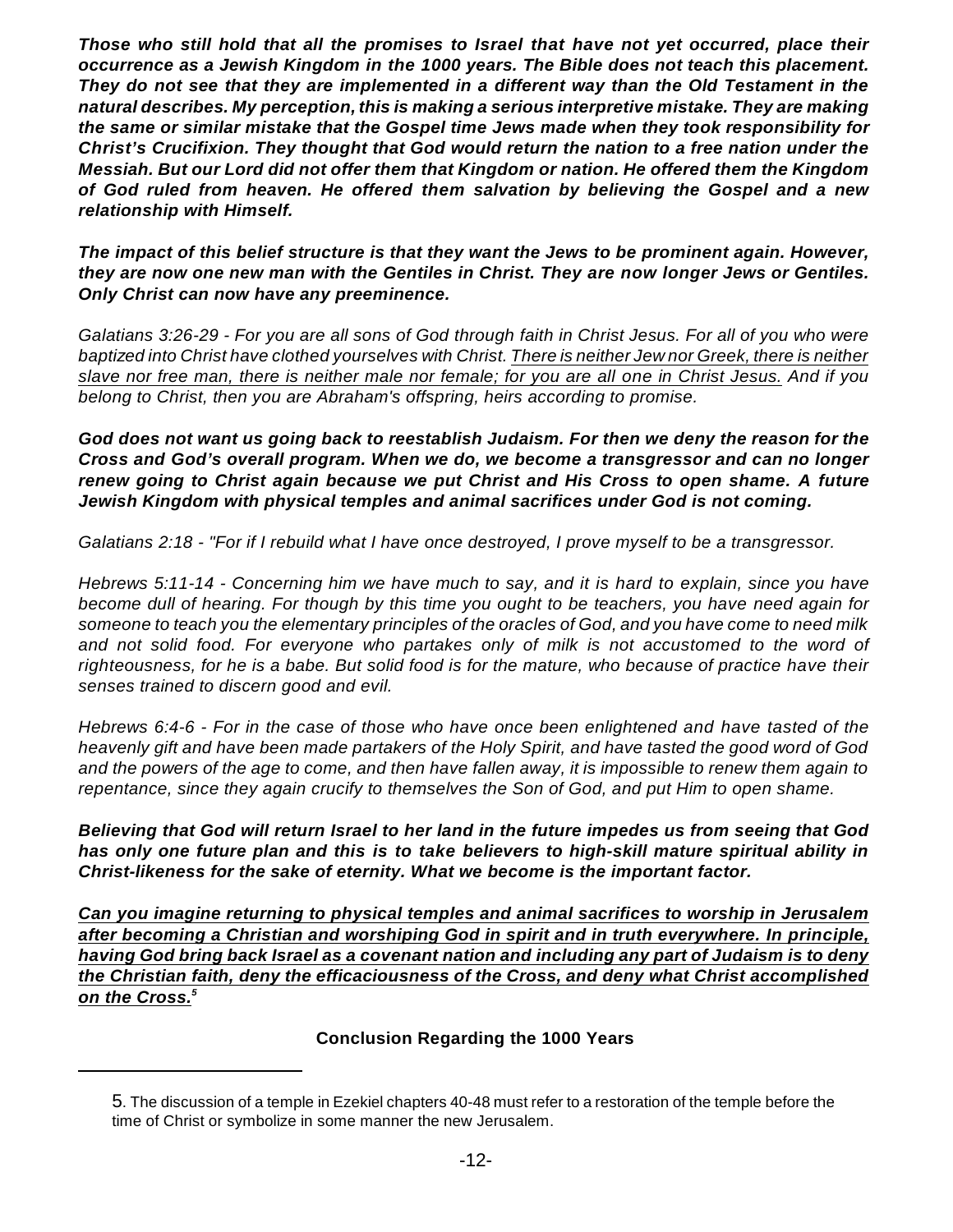***Those who still hold that all the promises to Israel that have not yet occurred, place their occurrence as a Jewish Kingdom in the 1000 years. The Bible does not teach this placement. They do not see that they are implemented in a different way than the Old Testament in the natural describes. My perception, this is making a serious interpretive mistake. They are making the same or similar mistake that the Gospel time Jews made when they took responsibility for Christ's Crucifixion. They thought that God would return the nation to a free nation under the Messiah. But our Lord did not offer them that Kingdom or nation. He offered them the Kingdom of God ruled from heaven. He offered them salvation by believing the Gospel and a new relationship with Himself.***

***The impact of this belief structure is that they want the Jews to be prominent again. However, they are now one new man with the Gentiles in Christ. They are now longer Jews or Gentiles. Only Christ can now have any preeminence.***

*Galatians 3:26-29 - For you are all sons of God through faith in Christ Jesus. For all of you who were baptized into Christ have clothed yourselves with Christ. <u>There is neither Jew nor Greek, there is neither slave nor free man, there is neither male nor female; for you are all one in Christ Jesus.</u> And if you belong to Christ, then you are Abraham's offspring, heirs according to promise.*

***God does not want us going back to reestablish Judaism. For then we deny the reason for the Cross and God's overall program. When we do, we become a transgressor and can no longer renew going to Christ again because we put Christ and His Cross to open shame. A future Jewish Kingdom with physical temples and animal sacrifices under God is not coming.***

*Galatians 2:18 - "For if I rebuild what I have once destroyed, I prove myself to be a transgressor.*

*Hebrews 5:11-14 - Concerning him we have much to say, and it is hard to explain, since you have become dull of hearing. For though by this time you ought to be teachers, you have need again for someone to teach you the elementary principles of the oracles of God, and you have come to need milk and not solid food. For everyone who partakes only of milk is not accustomed to the word of righteousness, for he is a babe. But solid food is for the mature, who because of practice have their senses trained to discern good and evil.*

*Hebrews 6:4-6 - For in the case of those who have once been enlightened and have tasted of the heavenly gift and have been made partakers of the Holy Spirit, and have tasted the good word of God and the powers of the age to come, and then have fallen away, it is impossible to renew them again to repentance, since they again crucify to themselves the Son of God, and put Him to open shame.*

***Believing that God will return Israel to her land in the future impedes us from seeing that God has only one future plan and this is to take believers to high-skill mature spiritual ability in Christ-likeness for the sake of eternity. What we become is the important factor.***

***<u>Can you imagine returning to physical temples and animal sacrifices to worship in Jerusalem after becoming a Christian and worshiping God in spirit and in truth everywhere. In principle, having God bring back Israel as a covenant nation and including any part of Judaism is to deny the Christian faith, deny the efficaciousness of the Cross, and deny what Christ accomplished on the Cross.</u>***[5]

**Conclusion Regarding the 1000 Years**

---

5. The discussion of a temple in Ezekiel chapters 40-48 must refer to a restoration of the temple before the time of Christ or symbolize in some manner the new Jerusalem.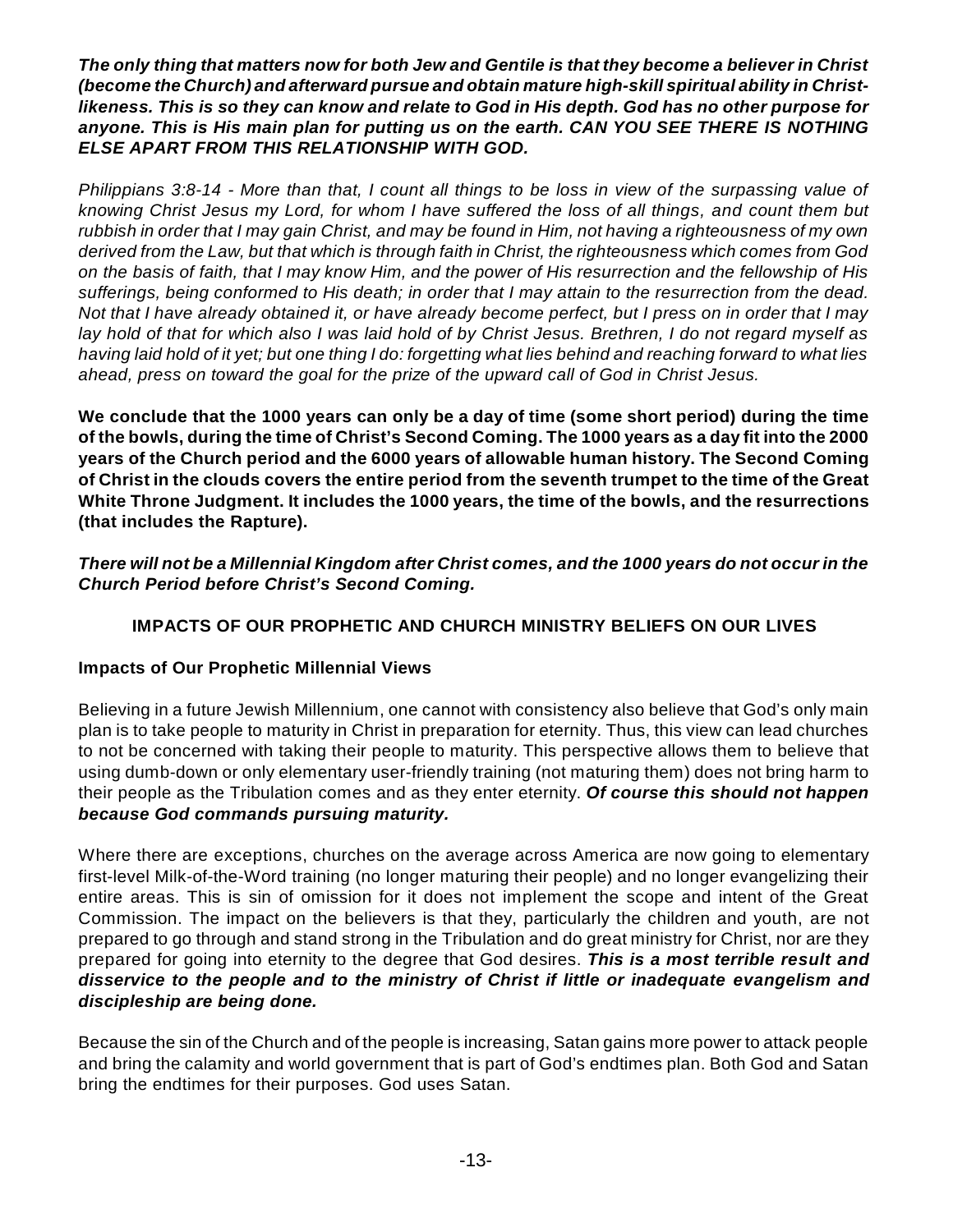***The only thing that matters now for both Jew and Gentile is that they become a believer in Christ (become the Church) and afterward pursue and obtain mature high-skill spiritual ability in Christ-likeness. This is so they can know and relate to God in His depth. God has no other purpose for anyone. This is His main plan for putting us on the earth. CAN YOU SEE THERE IS NOTHING ELSE APART FROM THIS RELATIONSHIP WITH GOD.***

*Philippians 3:8-14 - More than that, I count all things to be loss in view of the surpassing value of knowing Christ Jesus my Lord, for whom I have suffered the loss of all things, and count them but rubbish in order that I may gain Christ, and may be found in Him, not having a righteousness of my own derived from the Law, but that which is through faith in Christ, the righteousness which comes from God on the basis of faith, that I may know Him, and the power of His resurrection and the fellowship of His sufferings, being conformed to His death; in order that I may attain to the resurrection from the dead. Not that I have already obtained it, or have already become perfect, but I press on in order that I may lay hold of that for which also I was laid hold of by Christ Jesus. Brethren, I do not regard myself as having laid hold of it yet; but one thing I do: forgetting what lies behind and reaching forward to what lies ahead, press on toward the goal for the prize of the upward call of God in Christ Jesus.*

**We conclude that the 1000 years can only be a day of time (some short period) during the time of the bowls, during the time of Christ's Second Coming. The 1000 years as a day fit into the 2000 years of the Church period and the 6000 years of allowable human history. The Second Coming of Christ in the clouds covers the entire period from the seventh trumpet to the time of the Great White Throne Judgment. It includes the 1000 years, the time of the bowls, and the resurrections (that includes the Rapture).**

***There will not be a Millennial Kingdom after Christ comes, and the 1000 years do not occur in the Church Period before Christ's Second Coming.***

## IMPACTS OF OUR PROPHETIC AND CHURCH MINISTRY BELIEFS ON OUR LIVES

### Impacts of Our Prophetic Millennial Views

Believing in a future Jewish Millennium, one cannot with consistency also believe that God's only main plan is to take people to maturity in Christ in preparation for eternity. Thus, this view can lead churches to not be concerned with taking their people to maturity. This perspective allows them to believe that using dumb-down or only elementary user-friendly training (not maturing them) does not bring harm to their people as the Tribulation comes and as they enter eternity. ***Of course this should not happen because God commands pursuing maturity.***

Where there are exceptions, churches on the average across America are now going to elementary first-level Milk-of-the-Word training (no longer maturing their people) and no longer evangelizing their entire areas. This is sin of omission for it does not implement the scope and intent of the Great Commission. The impact on the believers is that they, particularly the children and youth, are not prepared to go through and stand strong in the Tribulation and do great ministry for Christ, nor are they prepared for going into eternity to the degree that God desires. ***This is a most terrible result and disservice to the people and to the ministry of Christ if little or inadequate evangelism and discipleship are being done.***

Because the sin of the Church and of the people is increasing, Satan gains more power to attack people and bring the calamity and world government that is part of God's endtimes plan. Both God and Satan bring the endtimes for their purposes. God uses Satan.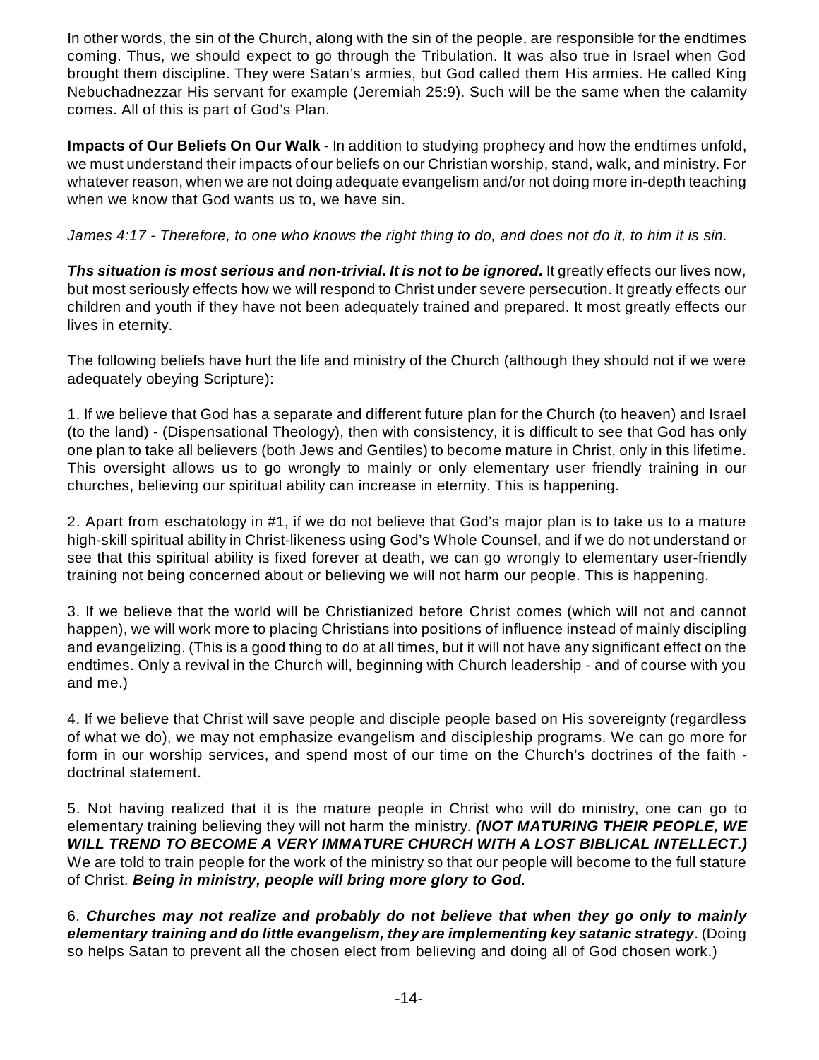In other words, the sin of the Church, along with the sin of the people, are responsible for the endtimes coming. Thus, we should expect to go through the Tribulation. It was also true in Israel when God brought them discipline. They were Satan's armies, but God called them His armies. He called King Nebuchadnezzar His servant for example (Jeremiah 25:9). Such will be the same when the calamity comes. All of this is part of God's Plan.

**Impacts of Our Beliefs On Our Walk** - In addition to studying prophecy and how the endtimes unfold, we must understand their impacts of our beliefs on our Christian worship, stand, walk, and ministry. For whatever reason, when we are not doing adequate evangelism and/or not doing more in-depth teaching when we know that God wants us to, we have sin.

*James 4:17 - Therefore, to one who knows the right thing to do, and does not do it, to him it is sin.*

***Ths situation is most serious and non-trivial. It is not to be ignored.*** It greatly effects our lives now, but most seriously effects how we will respond to Christ under severe persecution. It greatly effects our children and youth if they have not been adequately trained and prepared. It most greatly effects our lives in eternity.

The following beliefs have hurt the life and ministry of the Church (although they should not if we were adequately obeying Scripture):

1. If we believe that God has a separate and different future plan for the Church (to heaven) and Israel (to the land) - (Dispensational Theology), then with consistency, it is difficult to see that God has only one plan to take all believers (both Jews and Gentiles) to become mature in Christ, only in this lifetime. This oversight allows us to go wrongly to mainly or only elementary user friendly training in our churches, believing our spiritual ability can increase in eternity. This is happening.

2. Apart from eschatology in #1, if we do not believe that God's major plan is to take us to a mature high-skill spiritual ability in Christ-likeness using God's Whole Counsel, and if we do not understand or see that this spiritual ability is fixed forever at death, we can go wrongly to elementary user-friendly training not being concerned about or believing we will not harm our people. This is happening.

3. If we believe that the world will be Christianized before Christ comes (which will not and cannot happen), we will work more to placing Christians into positions of influence instead of mainly discipling and evangelizing. (This is a good thing to do at all times, but it will not have any significant effect on the endtimes. Only a revival in the Church will, beginning with Church leadership - and of course with you and me.)

4. If we believe that Christ will save people and disciple people based on His sovereignty (regardless of what we do), we may not emphasize evangelism and discipleship programs. We can go more for form in our worship services, and spend most of our time on the Church's doctrines of the faith - doctrinal statement.

5. Not having realized that it is the mature people in Christ who will do ministry, one can go to elementary training believing they will not harm the ministry. ***(NOT MATURING THEIR PEOPLE, WE WILL TREND TO BECOME A VERY IMMATURE CHURCH WITH A LOST BIBLICAL INTELLECT.)*** We are told to train people for the work of the ministry so that our people will become to the full stature of Christ. ***Being in ministry, people will bring more glory to God.***

6. ***Churches may not realize and probably do not believe that when they go only to mainly elementary training and do little evangelism, they are implementing key satanic strategy***. (Doing so helps Satan to prevent all the chosen elect from believing and doing all of God chosen work.)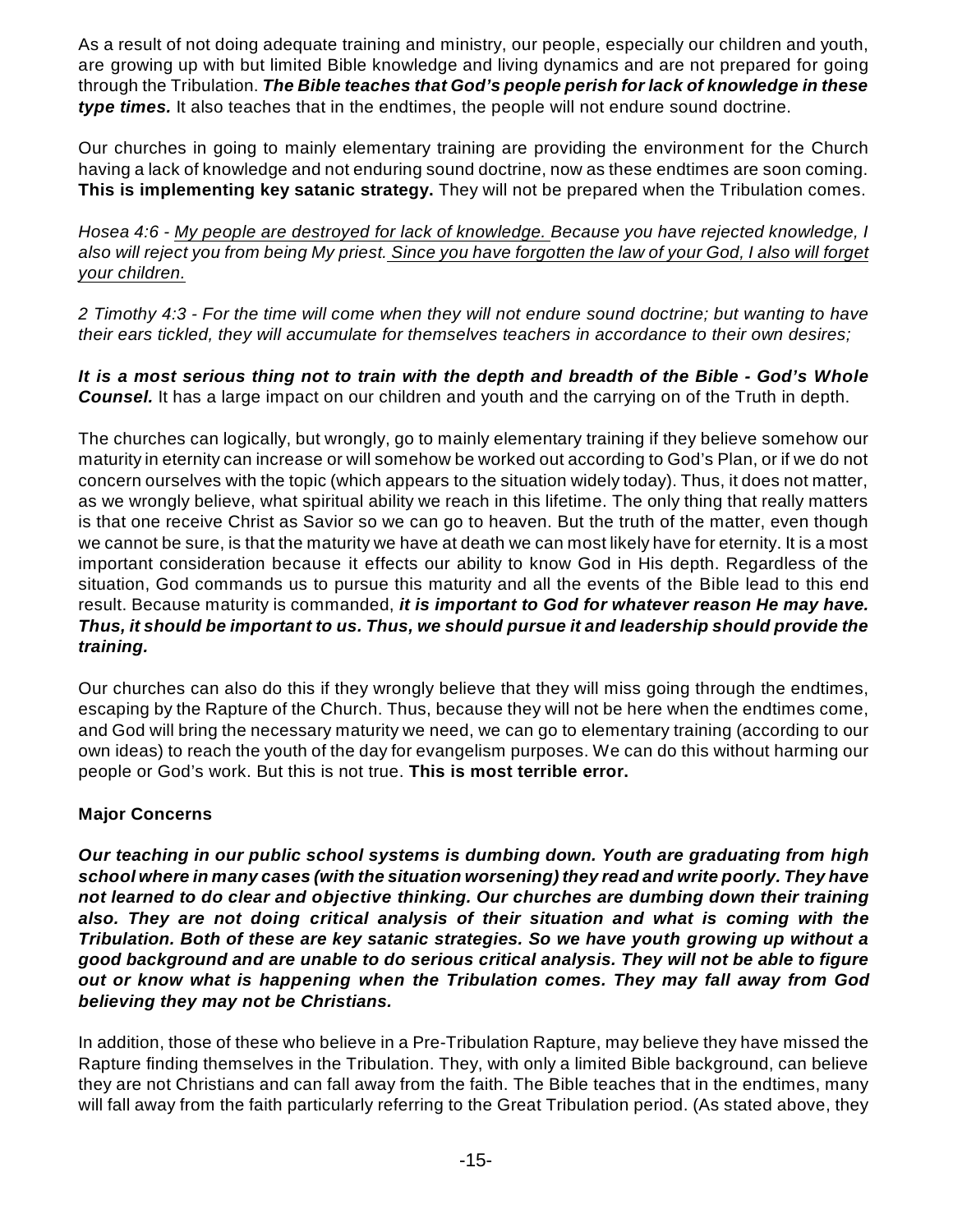As a result of not doing adequate training and ministry, our people, especially our children and youth, are growing up with but limited Bible knowledge and living dynamics and are not prepared for going through the Tribulation. ***The Bible teaches that God's people perish for lack of knowledge in these type times.*** It also teaches that in the endtimes, the people will not endure sound doctrine.

Our churches in going to mainly elementary training are providing the environment for the Church having a lack of knowledge and not enduring sound doctrine, now as these endtimes are soon coming. **This is implementing key satanic strategy.** They will not be prepared when the Tribulation comes.

*Hosea 4:6 - <u>My people are destroyed for lack of knowledge.</u> Because you have rejected knowledge, I also will reject you from being My priest. <u>Since you have forgotten the law of your God, I also will forget your children.</u>*

*2 Timothy 4:3 - For the time will come when they will not endure sound doctrine; but wanting to have their ears tickled, they will accumulate for themselves teachers in accordance to their own desires;*

***It is a most serious thing not to train with the depth and breadth of the Bible - God's Whole Counsel.*** It has a large impact on our children and youth and the carrying on of the Truth in depth.

The churches can logically, but wrongly, go to mainly elementary training if they believe somehow our maturity in eternity can increase or will somehow be worked out according to God's Plan, or if we do not concern ourselves with the topic (which appears to the situation widely today). Thus, it does not matter, as we wrongly believe, what spiritual ability we reach in this lifetime. The only thing that really matters is that one receive Christ as Savior so we can go to heaven. But the truth of the matter, even though we cannot be sure, is that the maturity we have at death we can most likely have for eternity. It is a most important consideration because it effects our ability to know God in His depth. Regardless of the situation, God commands us to pursue this maturity and all the events of the Bible lead to this end result. Because maturity is commanded, ***it is important to God for whatever reason He may have. Thus, it should be important to us. Thus, we should pursue it and leadership should provide the training.***

Our churches can also do this if they wrongly believe that they will miss going through the endtimes, escaping by the Rapture of the Church. Thus, because they will not be here when the endtimes come, and God will bring the necessary maturity we need, we can go to elementary training (according to our own ideas) to reach the youth of the day for evangelism purposes. We can do this without harming our people or God's work. But this is not true. **This is most terrible error.**

**Major Concerns**

***Our teaching in our public school systems is dumbing down. Youth are graduating from high school where in many cases (with the situation worsening) they read and write poorly. They have not learned to do clear and objective thinking. Our churches are dumbing down their training also. They are not doing critical analysis of their situation and what is coming with the Tribulation. Both of these are key satanic strategies. So we have youth growing up without a good background and are unable to do serious critical analysis. They will not be able to figure out or know what is happening when the Tribulation comes. They may fall away from God believing they may not be Christians.***

In addition, those of these who believe in a Pre-Tribulation Rapture, may believe they have missed the Rapture finding themselves in the Tribulation. They, with only a limited Bible background, can believe they are not Christians and can fall away from the faith. The Bible teaches that in the endtimes, many will fall away from the faith particularly referring to the Great Tribulation period. (As stated above, they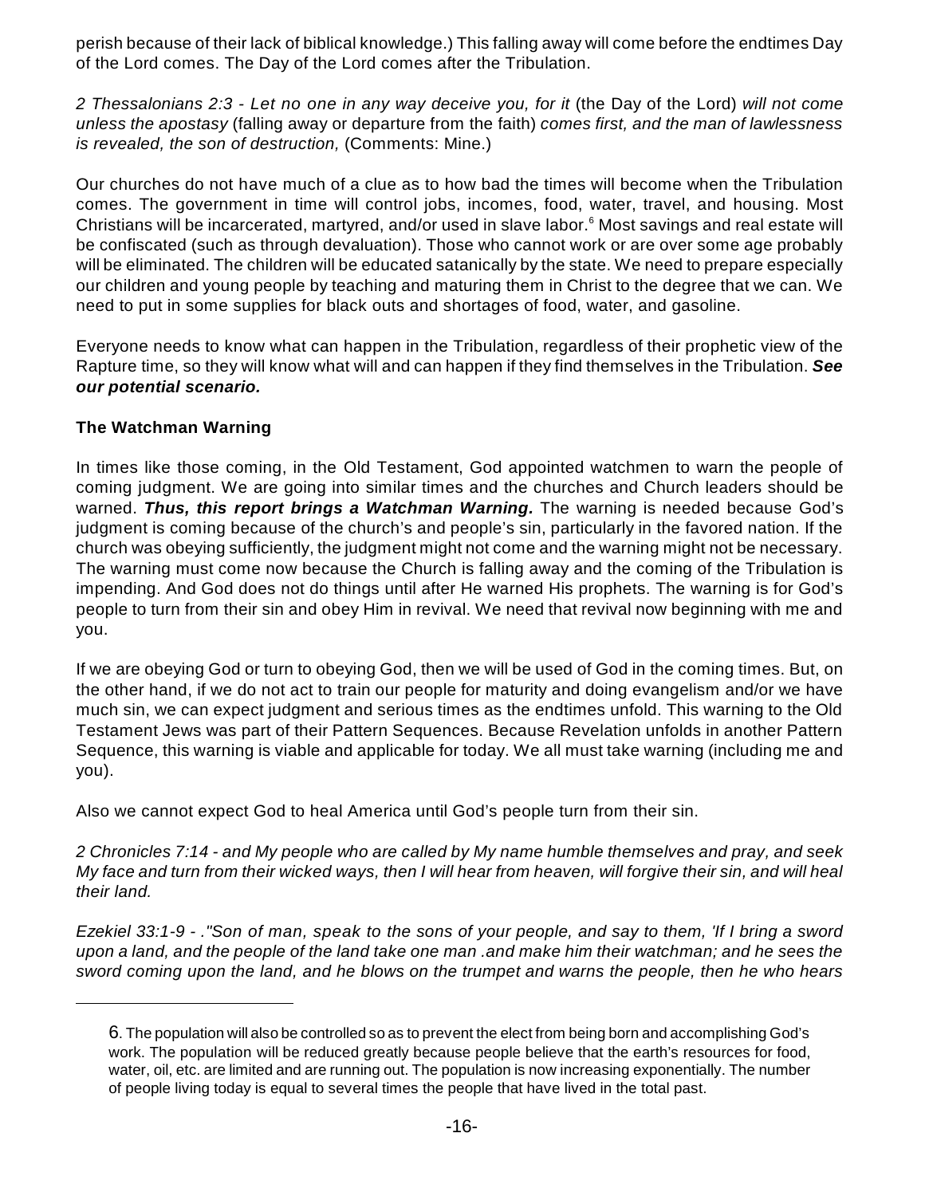perish because of their lack of biblical knowledge.) This falling away will come before the endtimes Day of the Lord comes. The Day of the Lord comes after the Tribulation.

*2 Thessalonians 2:3 - Let no one in any way deceive you, for it* (the Day of the Lord) *will not come unless the apostasy* (falling away or departure from the faith) *comes first, and the man of lawlessness is revealed, the son of destruction,* (Comments: Mine.)

Our churches do not have much of a clue as to how bad the times will become when the Tribulation comes. The government in time will control jobs, incomes, food, water, travel, and housing. Most Christians will be incarcerated, martyred, and/or used in slave labor.[6] Most savings and real estate will be confiscated (such as through devaluation). Those who cannot work or are over some age probably will be eliminated. The children will be educated satanically by the state. We need to prepare especially our children and young people by teaching and maturing them in Christ to the degree that we can. We need to put in some supplies for black outs and shortages of food, water, and gasoline.

Everyone needs to know what can happen in the Tribulation, regardless of their prophetic view of the Rapture time, so they will know what will and can happen if they find themselves in the Tribulation. ***See our potential scenario.***

**The Watchman Warning**

In times like those coming, in the Old Testament, God appointed watchmen to warn the people of coming judgment. We are going into similar times and the churches and Church leaders should be warned. ***Thus, this report brings a Watchman Warning.*** The warning is needed because God's judgment is coming because of the church's and people's sin, particularly in the favored nation. If the church was obeying sufficiently, the judgment might not come and the warning might not be necessary. The warning must come now because the Church is falling away and the coming of the Tribulation is impending. And God does not do things until after He warned His prophets. The warning is for God's people to turn from their sin and obey Him in revival. We need that revival now beginning with me and you.

If we are obeying God or turn to obeying God, then we will be used of God in the coming times. But, on the other hand, if we do not act to train our people for maturity and doing evangelism and/or we have much sin, we can expect judgment and serious times as the endtimes unfold. This warning to the Old Testament Jews was part of their Pattern Sequences. Because Revelation unfolds in another Pattern Sequence, this warning is viable and applicable for today. We all must take warning (including me and you).

Also we cannot expect God to heal America until God's people turn from their sin.

*2 Chronicles 7:14 - and My people who are called by My name humble themselves and pray, and seek My face and turn from their wicked ways, then I will hear from heaven, will forgive their sin, and will heal their land.*

*Ezekiel 33:1-9 - ."Son of man, speak to the sons of your people, and say to them, 'If I bring a sword upon a land, and the people of the land take one man .and make him their watchman; and he sees the sword coming upon the land, and he blows on the trumpet and warns the people, then he who hears*

---

6. The population will also be controlled so as to prevent the elect from being born and accomplishing God's work. The population will be reduced greatly because people believe that the earth's resources for food, water, oil, etc. are limited and are running out. The population is now increasing exponentially. The number of people living today is equal to several times the people that have lived in the total past.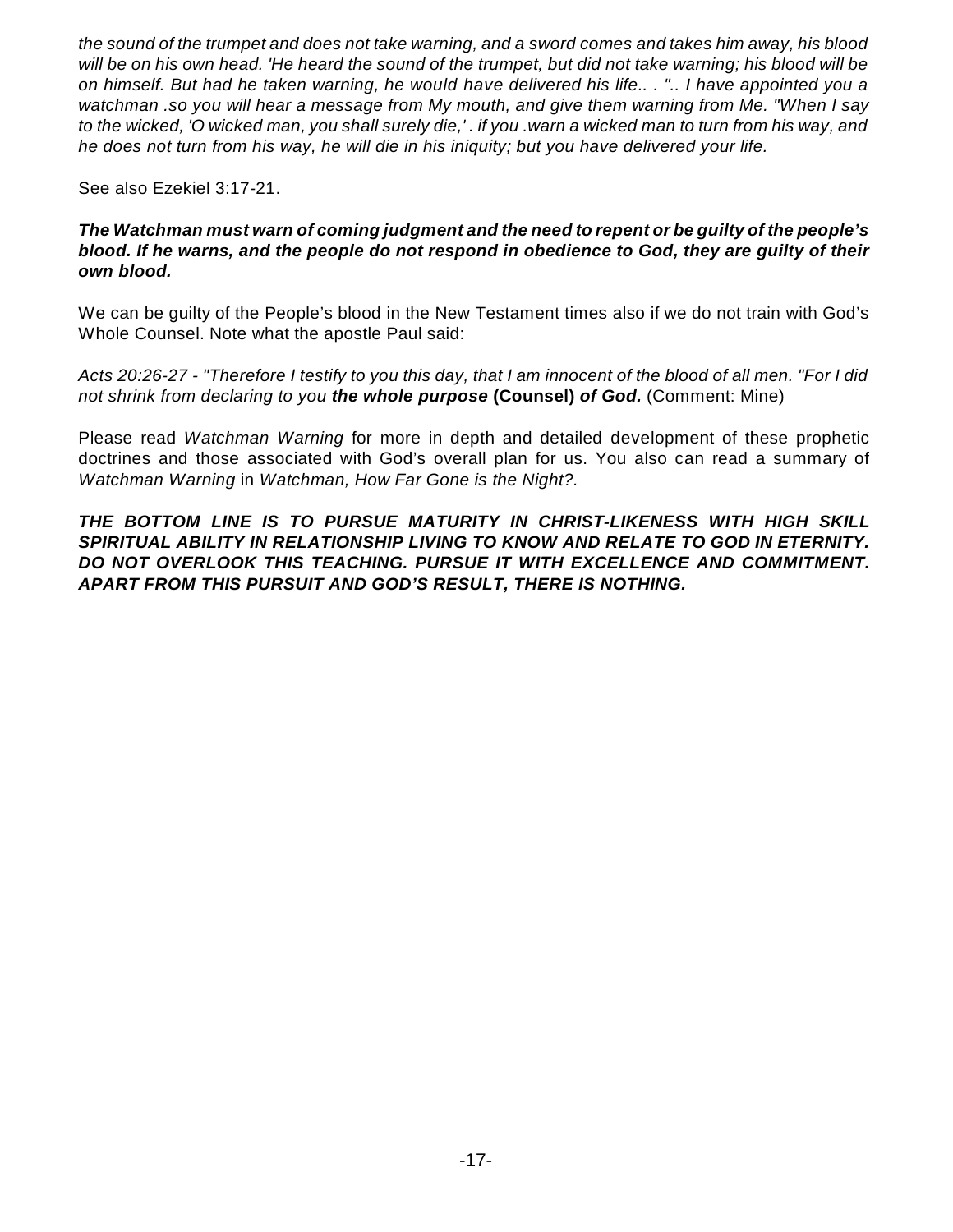*the sound of the trumpet and does not take warning, and a sword comes and takes him away, his blood will be on his own head. 'He heard the sound of the trumpet, but did not take warning; his blood will be on himself. But had he taken warning, he would have delivered his life.. . ".. I have appointed you a watchman .so you will hear a message from My mouth, and give them warning from Me. "When I say to the wicked, 'O wicked man, you shall surely die,' . if you .warn a wicked man to turn from his way, and he does not turn from his way, he will die in his iniquity; but you have delivered your life.*

See also Ezekiel 3:17-21.

***The Watchman must warn of coming judgment and the need to repent or be guilty of the people's blood. If he warns, and the people do not respond in obedience to God, they are guilty of their own blood.***

We can be guilty of the People's blood in the New Testament times also if we do not train with God's Whole Counsel. Note what the apostle Paul said:

*Acts 20:26-27 - "Therefore I testify to you this day, that I am innocent of the blood of all men. "For I did not shrink from declaring to you* ***the whole purpose*** **(Counsel)** ***of God.*** (Comment: Mine)

Please read *Watchman Warning* for more in depth and detailed development of these prophetic doctrines and those associated with God's overall plan for us. You also can read a summary of *Watchman Warning* in *Watchman, How Far Gone is the Night?.*

***THE BOTTOM LINE IS TO PURSUE MATURITY IN CHRIST-LIKENESS WITH HIGH SKILL SPIRITUAL ABILITY IN RELATIONSHIP LIVING TO KNOW AND RELATE TO GOD IN ETERNITY. DO NOT OVERLOOK THIS TEACHING. PURSUE IT WITH EXCELLENCE AND COMMITMENT. APART FROM THIS PURSUIT AND GOD'S RESULT, THERE IS NOTHING.***